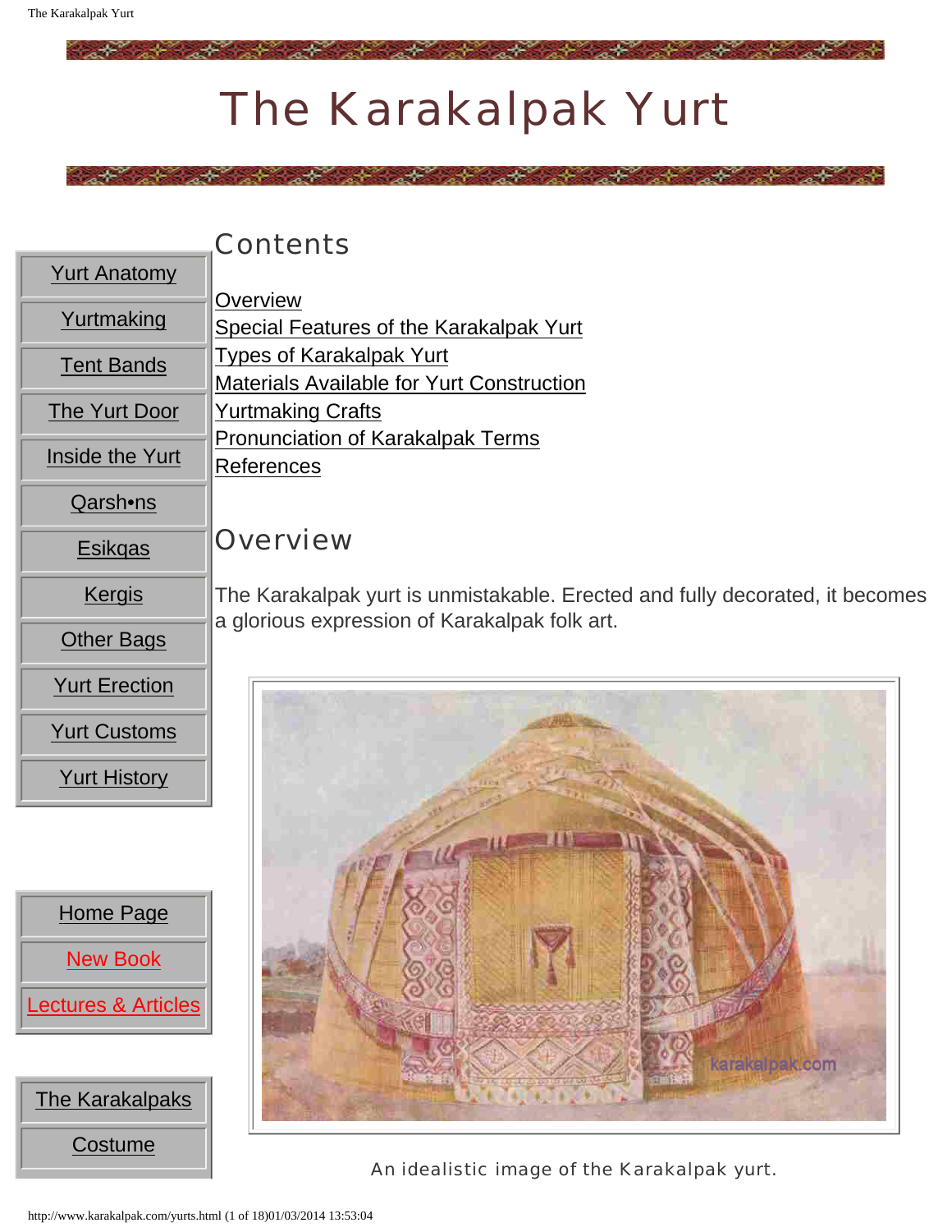# The Karakalpak Yurt

- Yurt Anatomy
- Yurtmaking
- Tent Bands
- The Yurt Door
- Inside the Yurt
- Qarsh•ns
- Esikqas
- Kergis
- Other Bags
- Yurt Erection
- Yurt Customs
- Yurt History

- Home Page
- New Book
- Lectures & Articles

- The Karakalpaks
- Costume

## Contents

- Overview
- Special Features of the Karakalpak Yurt
- Types of Karakalpak Yurt
- Materials Available for Yurt Construction
- Yurtmaking Crafts
- Pronunciation of Karakalpak Terms
- References

## Overview

The Karakalpak yurt is unmistakable. Erected and fully decorated, it becomes a glorious expression of Karakalpak folk art.

An idealistic image of the Karakalpak yurt.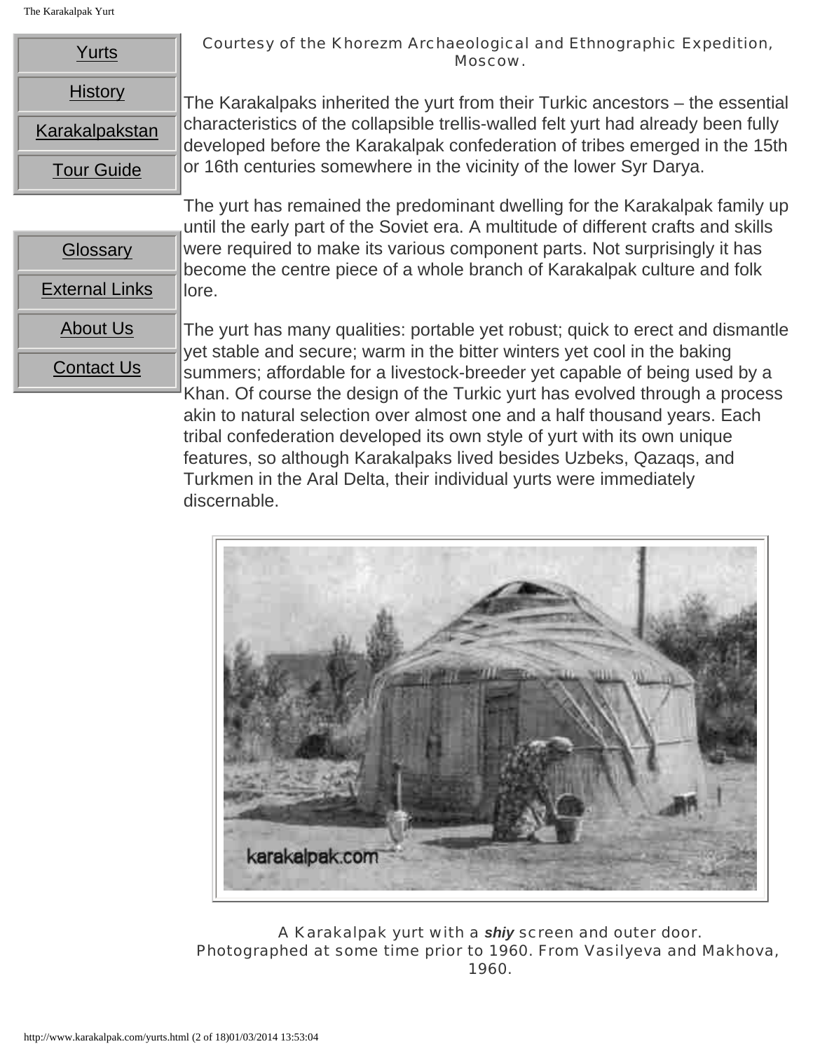Courtesy of the Khorezm Archaeological and Ethnographic Expedition, Moscow.

The Karakalpaks inherited the yurt from their Turkic ancestors – the essential characteristics of the collapsible trellis-walled felt yurt had already been fully developed before the Karakalpak confederation of tribes emerged in the 15th or 16th centuries somewhere in the vicinity of the lower Syr Darya.

The yurt has remained the predominant dwelling for the Karakalpak family up until the early part of the Soviet era. A multitude of different crafts and skills were required to make its various component parts. Not surprisingly it has become the centre piece of a whole branch of Karakalpak culture and folk lore.

The yurt has many qualities: portable yet robust; quick to erect and dismantle yet stable and secure; warm in the bitter winters yet cool in the baking summers; affordable for a livestock-breeder yet capable of being used by a Khan. Of course the design of the Turkic yurt has evolved through a process akin to natural selection over almost one and a half thousand years. Each tribal confederation developed its own style of yurt with its own unique features, so although Karakalpaks lived besides Uzbeks, Qazaqs, and Turkmen in the Aral Delta, their individual yurts were immediately discernable.

A Karakalpak yurt with a ***shiy*** screen and outer door. Photographed at some time prior to 1960. From Vasilyeva and Makhova, 1960.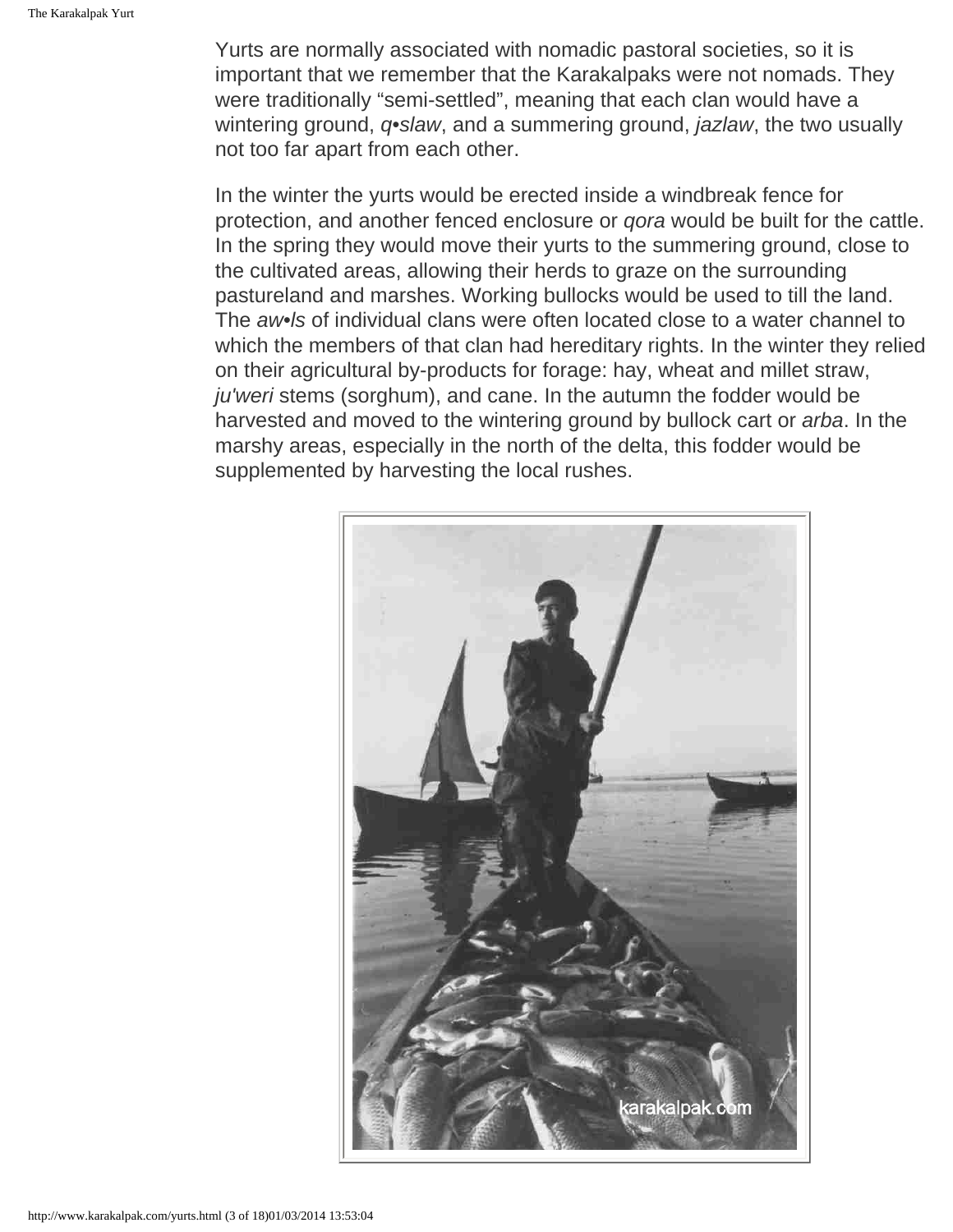Yurts are normally associated with nomadic pastoral societies, so it is important that we remember that the Karakalpaks were not nomads. They were traditionally “semi-settled”, meaning that each clan would have a wintering ground, *q•slaw*, and a summering ground, *jazlaw*, the two usually not too far apart from each other.

In the winter the yurts would be erected inside a windbreak fence for protection, and another fenced enclosure or *qora* would be built for the cattle. In the spring they would move their yurts to the summering ground, close to the cultivated areas, allowing their herds to graze on the surrounding pastureland and marshes. Working bullocks would be used to till the land. The *aw•ls* of individual clans were often located close to a water channel to which the members of that clan had hereditary rights. In the winter they relied on their agricultural by-products for forage: hay, wheat and millet straw, *ju'weri* stems (sorghum), and cane. In the autumn the fodder would be harvested and moved to the wintering ground by bullock cart or *arba*. In the marshy areas, especially in the north of the delta, this fodder would be supplemented by harvesting the local rushes.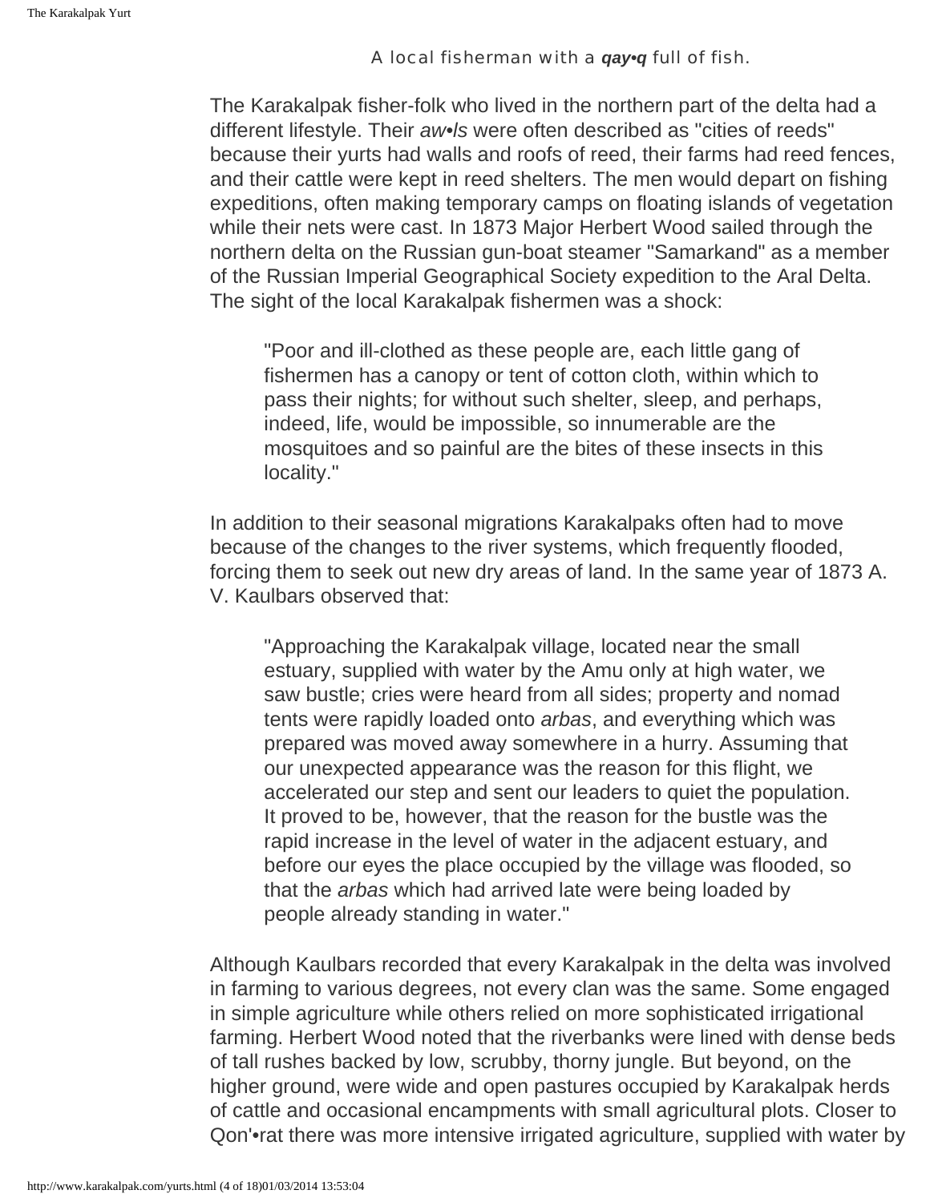A local fisherman with a ***qay•q*** full of fish.

The Karakalpak fisher-folk who lived in the northern part of the delta had a different lifestyle. Their *aw•ls* were often described as "cities of reeds" because their yurts had walls and roofs of reed, their farms had reed fences, and their cattle were kept in reed shelters. The men would depart on fishing expeditions, often making temporary camps on floating islands of vegetation while their nets were cast. In 1873 Major Herbert Wood sailed through the northern delta on the Russian gun-boat steamer "Samarkand" as a member of the Russian Imperial Geographical Society expedition to the Aral Delta. The sight of the local Karakalpak fishermen was a shock:

> "Poor and ill-clothed as these people are, each little gang of fishermen has a canopy or tent of cotton cloth, within which to pass their nights; for without such shelter, sleep, and perhaps, indeed, life, would be impossible, so innumerable are the mosquitoes and so painful are the bites of these insects in this locality."

In addition to their seasonal migrations Karakalpaks often had to move because of the changes to the river systems, which frequently flooded, forcing them to seek out new dry areas of land. In the same year of 1873 A. V. Kaulbars observed that:

> "Approaching the Karakalpak village, located near the small estuary, supplied with water by the Amu only at high water, we saw bustle; cries were heard from all sides; property and nomad tents were rapidly loaded onto *arbas*, and everything which was prepared was moved away somewhere in a hurry. Assuming that our unexpected appearance was the reason for this flight, we accelerated our step and sent our leaders to quiet the population. It proved to be, however, that the reason for the bustle was the rapid increase in the level of water in the adjacent estuary, and before our eyes the place occupied by the village was flooded, so that the *arbas* which had arrived late were being loaded by people already standing in water."

Although Kaulbars recorded that every Karakalpak in the delta was involved in farming to various degrees, not every clan was the same. Some engaged in simple agriculture while others relied on more sophisticated irrigational farming. Herbert Wood noted that the riverbanks were lined with dense beds of tall rushes backed by low, scrubby, thorny jungle. But beyond, on the higher ground, were wide and open pastures occupied by Karakalpak herds of cattle and occasional encampments with small agricultural plots. Closer to Qon'•rat there was more intensive irrigated agriculture, supplied with water by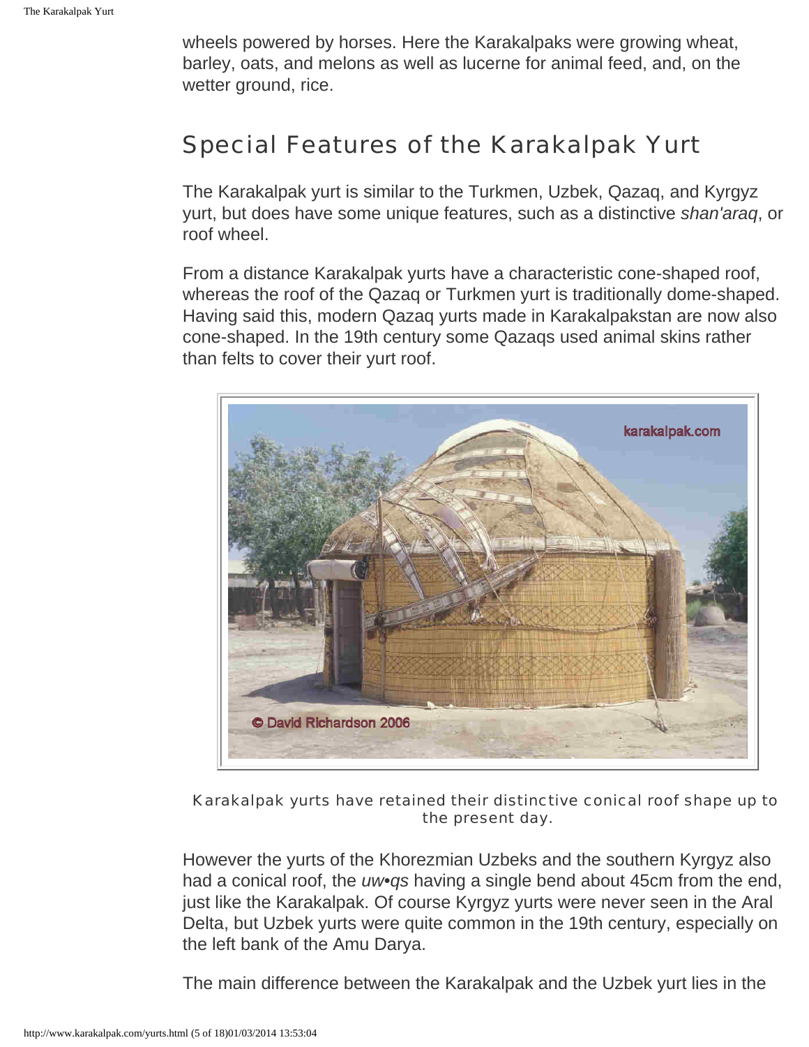wheels powered by horses. Here the Karakalpaks were growing wheat, barley, oats, and melons as well as lucerne for animal feed, and, on the wetter ground, rice.

## Special Features of the Karakalpak Yurt

The Karakalpak yurt is similar to the Turkmen, Uzbek, Qazaq, and Kyrgyz yurt, but does have some unique features, such as a distinctive *shan'araq*, or roof wheel.

From a distance Karakalpak yurts have a characteristic cone-shaped roof, whereas the roof of the Qazaq or Turkmen yurt is traditionally dome-shaped. Having said this, modern Qazaq yurts made in Karakalpakstan are now also cone-shaped. In the 19th century some Qazaqs used animal skins rather than felts to cover their yurt roof.

Karakalpak yurts have retained their distinctive conical roof shape up to the present day.

However the yurts of the Khorezmian Uzbeks and the southern Kyrgyz also had a conical roof, the *uw•qs* having a single bend about 45cm from the end, just like the Karakalpak. Of course Kyrgyz yurts were never seen in the Aral Delta, but Uzbek yurts were quite common in the 19th century, especially on the left bank of the Amu Darya.

The main difference between the Karakalpak and the Uzbek yurt lies in the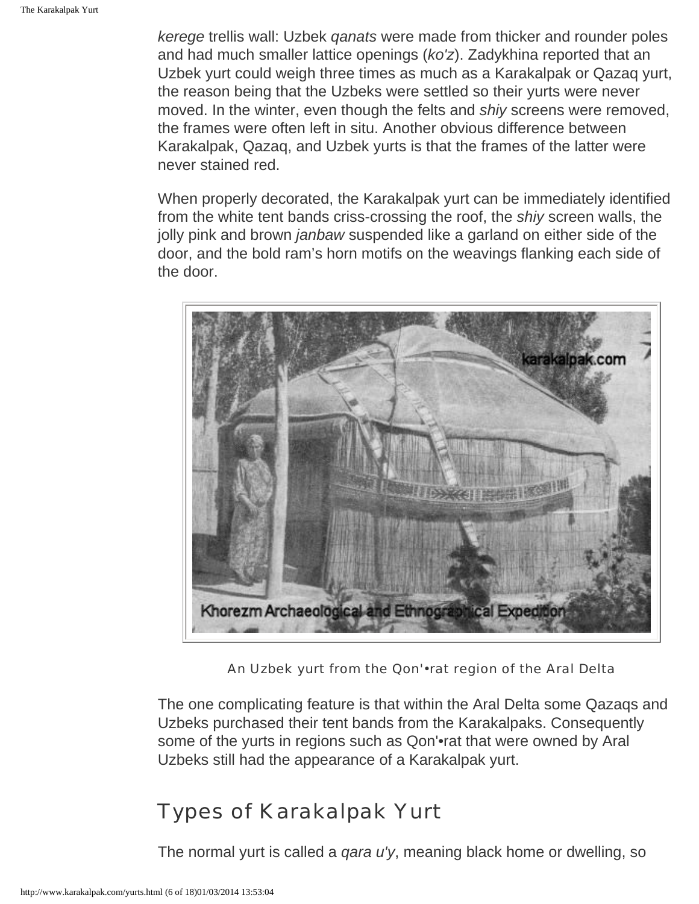*kerege* trellis wall: Uzbek *qanats* were made from thicker and rounder poles and had much smaller lattice openings (*ko'z*). Zadykhina reported that an Uzbek yurt could weigh three times as much as a Karakalpak or Qazaq yurt, the reason being that the Uzbeks were settled so their yurts were never moved. In the winter, even though the felts and *shiy* screens were removed, the frames were often left in situ. Another obvious difference between Karakalpak, Qazaq, and Uzbek yurts is that the frames of the latter were never stained red.

When properly decorated, the Karakalpak yurt can be immediately identified from the white tent bands criss-crossing the roof, the *shiy* screen walls, the jolly pink and brown *janbaw* suspended like a garland on either side of the door, and the bold ram's horn motifs on the weavings flanking each side of the door.

An Uzbek yurt from the Qon'•rat region of the Aral Delta

The one complicating feature is that within the Aral Delta some Qazaqs and Uzbeks purchased their tent bands from the Karakalpaks. Consequently some of the yurts in regions such as Qon'•rat that were owned by Aral Uzbeks still had the appearance of a Karakalpak yurt.

## Types of Karakalpak Yurt

The normal yurt is called a *qara u'y*, meaning black home or dwelling, so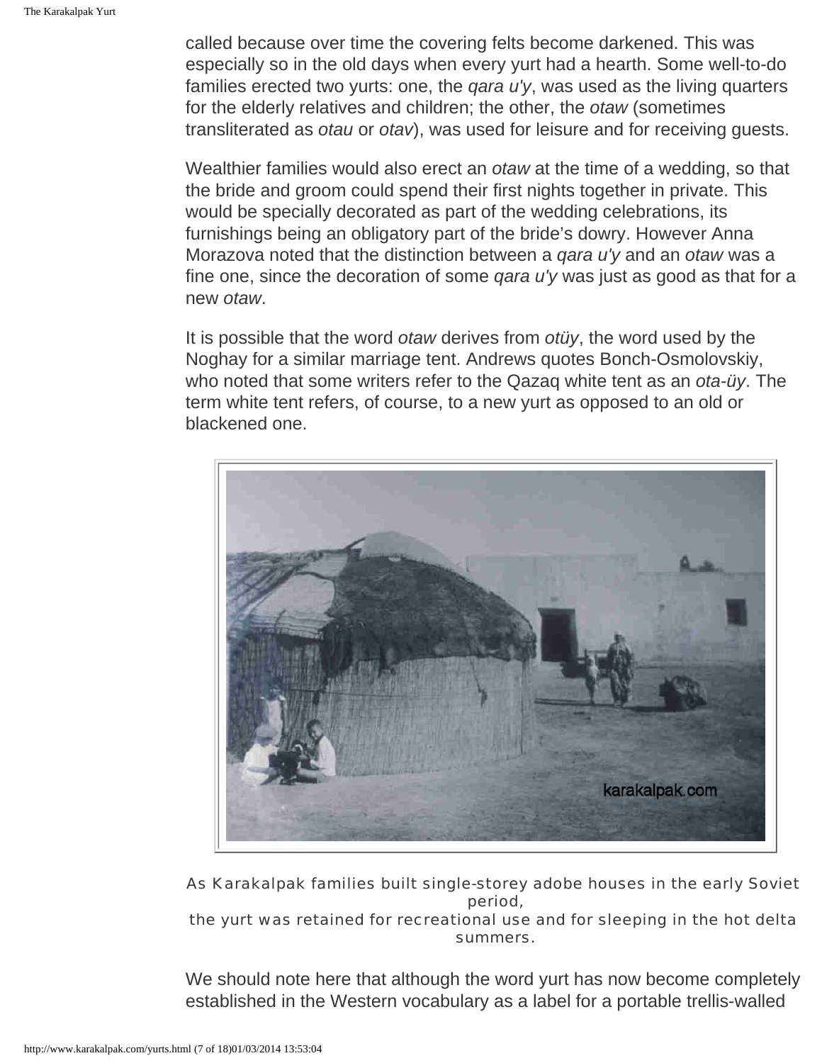called because over time the covering felts become darkened. This was especially so in the old days when every yurt had a hearth. Some well-to-do families erected two yurts: one, the *qara u'y*, was used as the living quarters for the elderly relatives and children; the other, the *otaw* (sometimes transliterated as *otau* or *otav*), was used for leisure and for receiving guests.

Wealthier families would also erect an *otaw* at the time of a wedding, so that the bride and groom could spend their first nights together in private. This would be specially decorated as part of the wedding celebrations, its furnishings being an obligatory part of the bride's dowry. However Anna Morazova noted that the distinction between a *qara u'y* and an *otaw* was a fine one, since the decoration of some *qara u'y* was just as good as that for a new *otaw*.

It is possible that the word *otaw* derives from *otüy*, the word used by the Noghay for a similar marriage tent. Andrews quotes Bonch-Osmolovskiy, who noted that some writers refer to the Qazaq white tent as an *ota-üy*. The term white tent refers, of course, to a new yurt as opposed to an old or blackened one.

As Karakalpak families built single-storey adobe houses in the early Soviet period,
the yurt was retained for recreational use and for sleeping in the hot delta summers.

We should note here that although the word yurt has now become completely established in the Western vocabulary as a label for a portable trellis-walled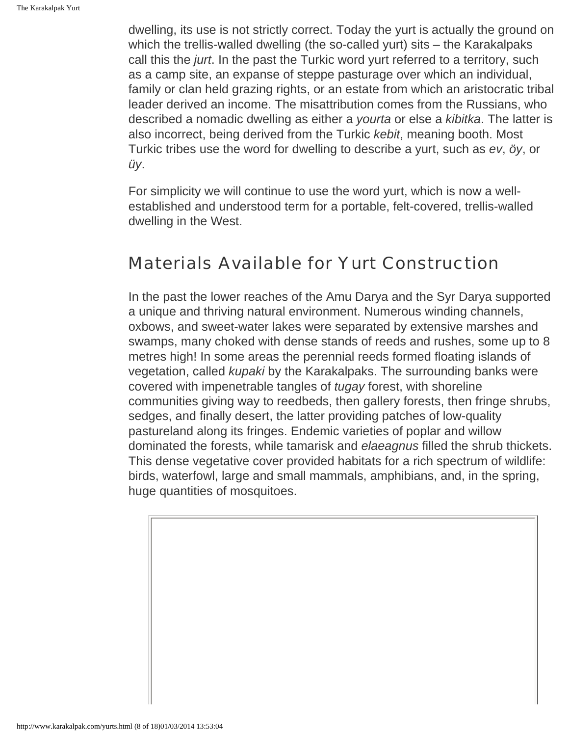dwelling, its use is not strictly correct. Today the yurt is actually the ground on which the trellis-walled dwelling (the so-called yurt) sits – the Karakalpaks call this the *jurt*. In the past the Turkic word yurt referred to a territory, such as a camp site, an expanse of steppe pasturage over which an individual, family or clan held grazing rights, or an estate from which an aristocratic tribal leader derived an income. The misattribution comes from the Russians, who described a nomadic dwelling as either a *yourta* or else a *kibitka*. The latter is also incorrect, being derived from the Turkic *kebit*, meaning booth. Most Turkic tribes use the word for dwelling to describe a yurt, such as *ev*, *öy*, or *üy*.

For simplicity we will continue to use the word yurt, which is now a well-established and understood term for a portable, felt-covered, trellis-walled dwelling in the West.

## Materials Available for Yurt Construction

In the past the lower reaches of the Amu Darya and the Syr Darya supported a unique and thriving natural environment. Numerous winding channels, oxbows, and sweet-water lakes were separated by extensive marshes and swamps, many choked with dense stands of reeds and rushes, some up to 8 metres high! In some areas the perennial reeds formed floating islands of vegetation, called *kupaki* by the Karakalpaks. The surrounding banks were covered with impenetrable tangles of *tugay* forest, with shoreline communities giving way to reedbeds, then gallery forests, then fringe shrubs, sedges, and finally desert, the latter providing patches of low-quality pastureland along its fringes. Endemic varieties of poplar and willow dominated the forests, while tamarisk and *elaeagnus* filled the shrub thickets. This dense vegetative cover provided habitats for a rich spectrum of wildlife: birds, waterfowl, large and small mammals, amphibians, and, in the spring, huge quantities of mosquitoes.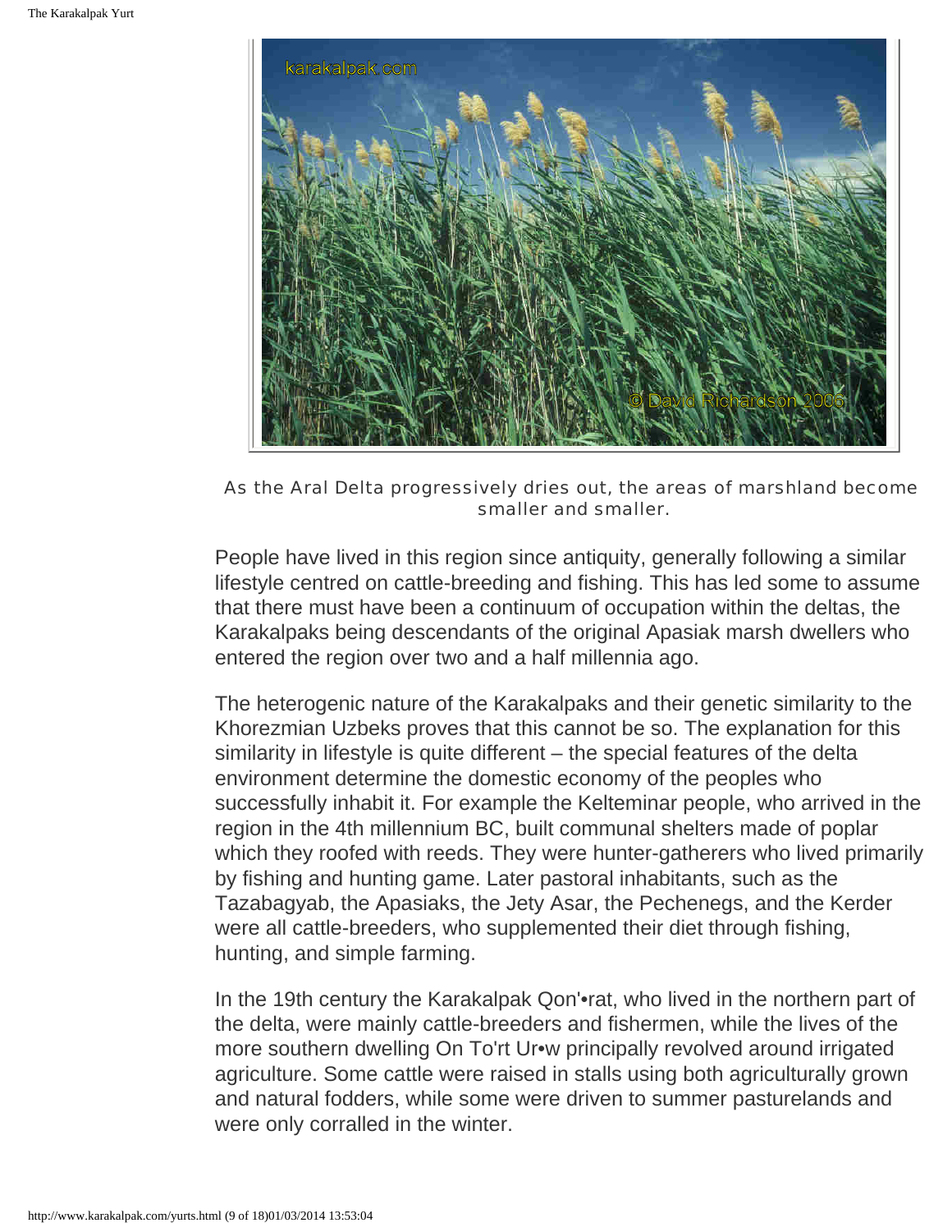As the Aral Delta progressively dries out, the areas of marshland become smaller and smaller.

People have lived in this region since antiquity, generally following a similar lifestyle centred on cattle-breeding and fishing. This has led some to assume that there must have been a continuum of occupation within the deltas, the Karakalpaks being descendants of the original Apasiak marsh dwellers who entered the region over two and a half millennia ago.

The heterogenic nature of the Karakalpaks and their genetic similarity to the Khorezmian Uzbeks proves that this cannot be so. The explanation for this similarity in lifestyle is quite different – the special features of the delta environment determine the domestic economy of the peoples who successfully inhabit it. For example the Kelteminar people, who arrived in the region in the 4th millennium BC, built communal shelters made of poplar which they roofed with reeds. They were hunter-gatherers who lived primarily by fishing and hunting game. Later pastoral inhabitants, such as the Tazabagyab, the Apasiaks, the Jety Asar, the Pechenegs, and the Kerder were all cattle-breeders, who supplemented their diet through fishing, hunting, and simple farming.

In the 19th century the Karakalpak Qon'•rat, who lived in the northern part of the delta, were mainly cattle-breeders and fishermen, while the lives of the more southern dwelling On To'rt Ur•w principally revolved around irrigated agriculture. Some cattle were raised in stalls using both agriculturally grown and natural fodders, while some were driven to summer pasturelands and were only corralled in the winter.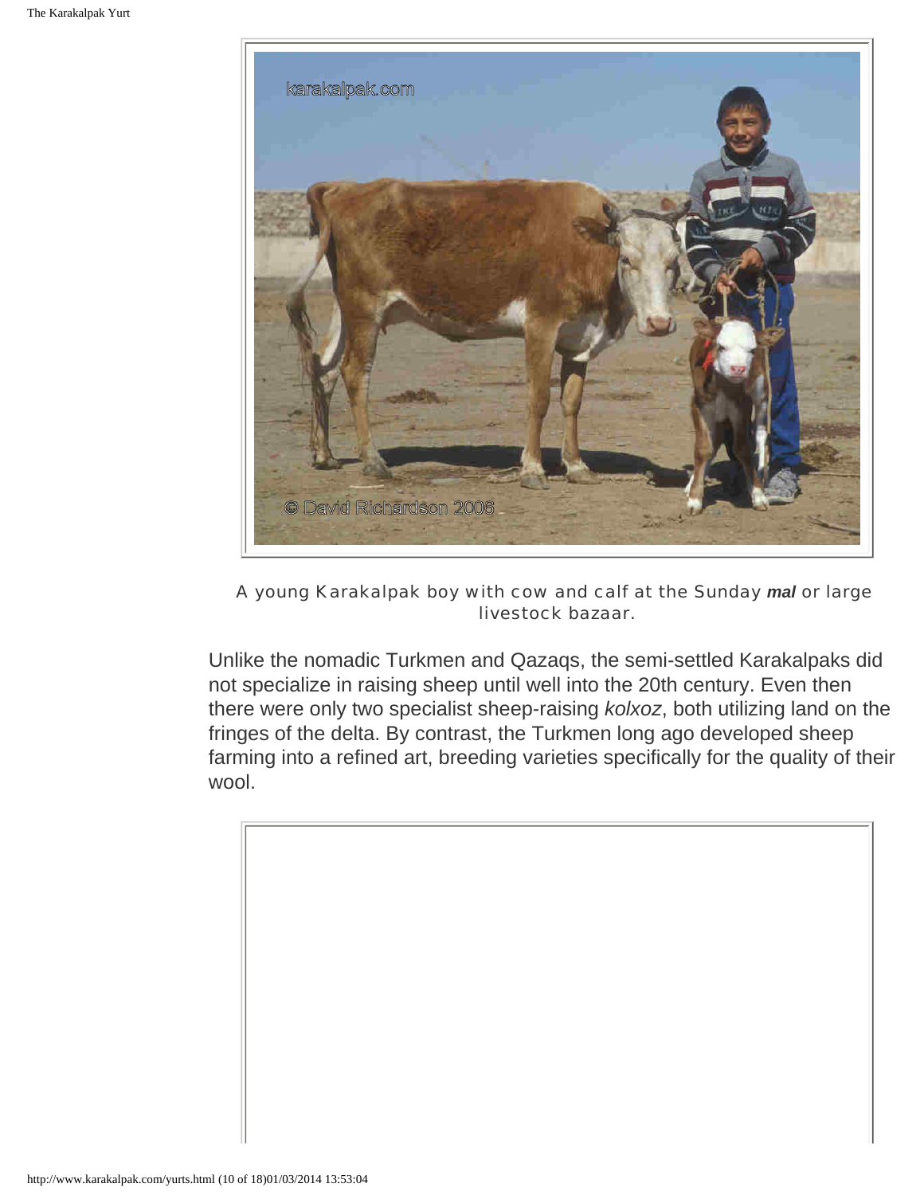A young Karakalpak boy with cow and calf at the Sunday ***mal*** or large livestock bazaar.

Unlike the nomadic Turkmen and Qazaqs, the semi-settled Karakalpaks did not specialize in raising sheep until well into the 20th century. Even then there were only two specialist sheep-raising *kolxoz*, both utilizing land on the fringes of the delta. By contrast, the Turkmen long ago developed sheep farming into a refined art, breeding varieties specifically for the quality of their wool.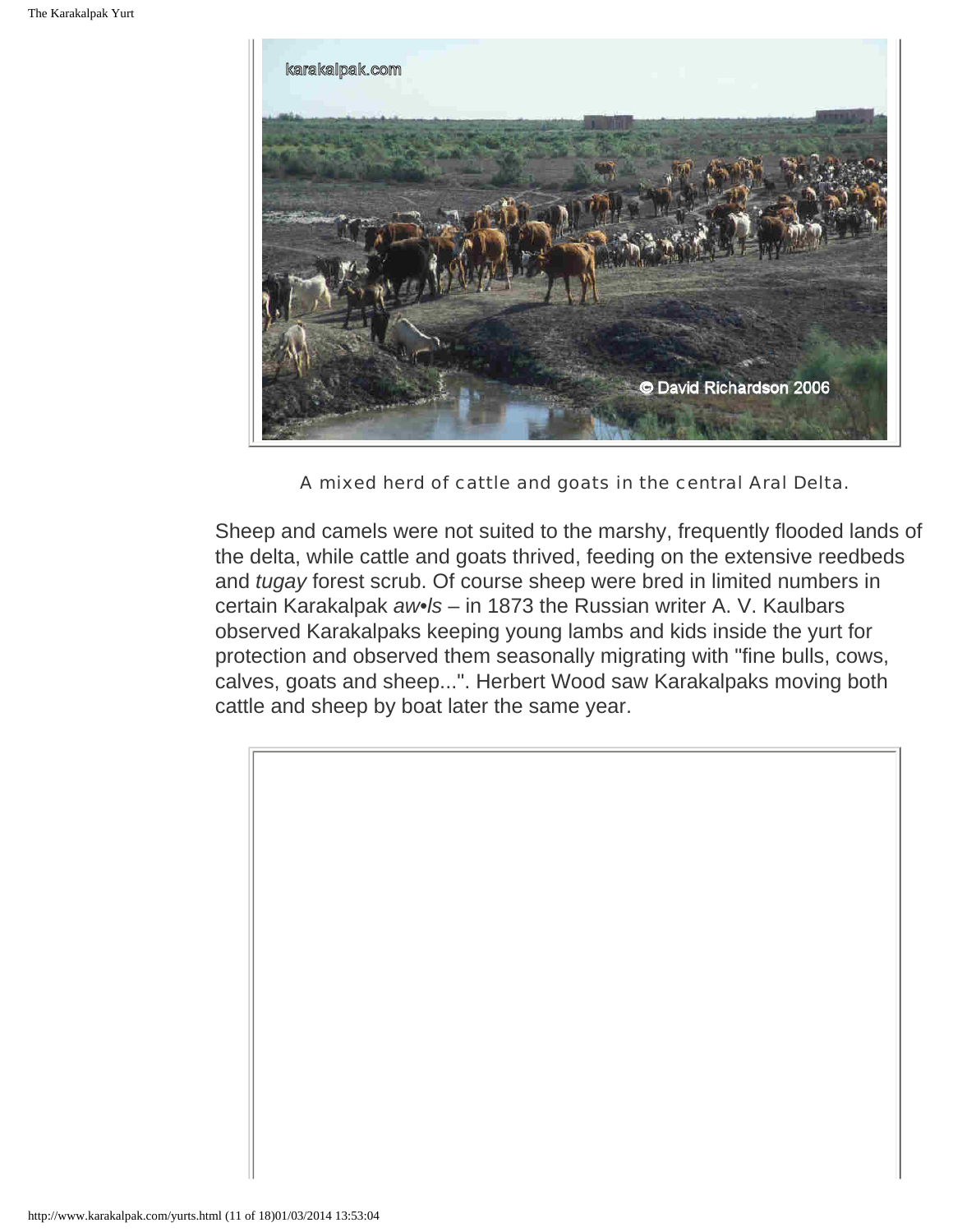A mixed herd of cattle and goats in the central Aral Delta.

Sheep and camels were not suited to the marshy, frequently flooded lands of the delta, while cattle and goats thrived, feeding on the extensive reedbeds and *tugay* forest scrub. Of course sheep were bred in limited numbers in certain Karakalpak *aw•ls* – in 1873 the Russian writer A. V. Kaulbars observed Karakalpaks keeping young lambs and kids inside the yurt for protection and observed them seasonally migrating with "fine bulls, cows, calves, goats and sheep...". Herbert Wood saw Karakalpaks moving both cattle and sheep by boat later the same year.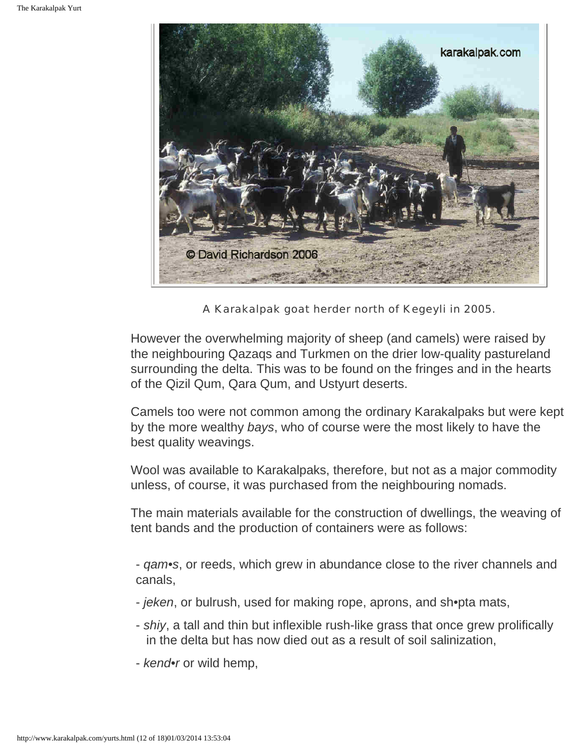A Karakalpak goat herder north of Kegeyli in 2005.

However the overwhelming majority of sheep (and camels) were raised by the neighbouring Qazaqs and Turkmen on the drier low-quality pastureland surrounding the delta. This was to be found on the fringes and in the hearts of the Qizil Qum, Qara Qum, and Ustyurt deserts.

Camels too were not common among the ordinary Karakalpaks but were kept by the more wealthy *bays*, who of course were the most likely to have the best quality weavings.

Wool was available to Karakalpaks, therefore, but not as a major commodity unless, of course, it was purchased from the neighbouring nomads.

The main materials available for the construction of dwellings, the weaving of tent bands and the production of containers were as follows:

- *qam•s*, or reeds, which grew in abundance close to the river channels and canals,
- *jeken*, or bulrush, used for making rope, aprons, and sh•pta mats,
- *shiy*, a tall and thin but inflexible rush-like grass that once grew prolifically in the delta but has now died out as a result of soil salinization,
- *kend•r* or wild hemp,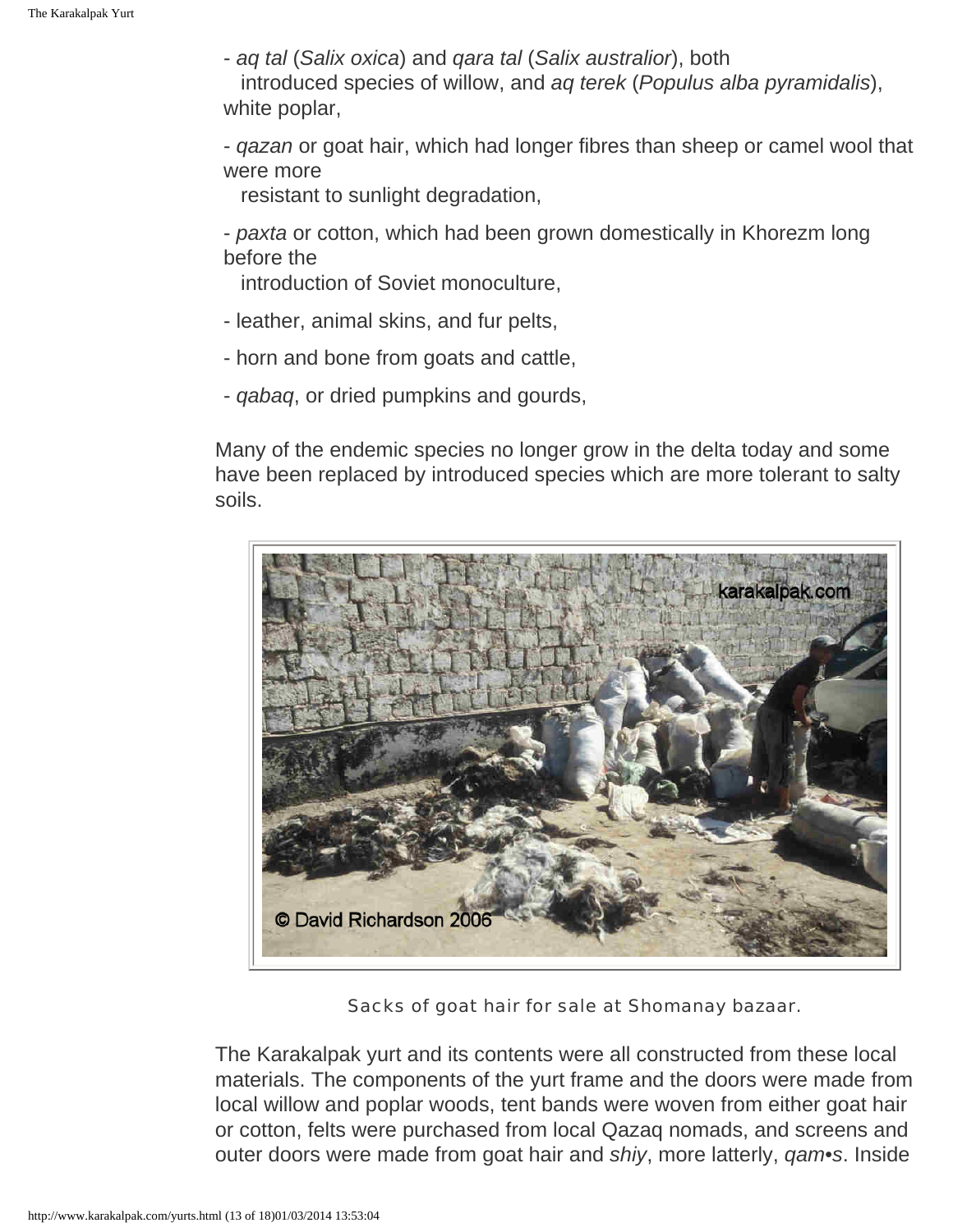- *aq tal* (*Salix oxica*) and *qara tal* (*Salix australior*), both introduced species of willow, and *aq terek* (*Populus alba pyramidalis*), white poplar,

- *qazan* or goat hair, which had longer fibres than sheep or camel wool that were more resistant to sunlight degradation,

- *paxta* or cotton, which had been grown domestically in Khorezm long before the introduction of Soviet monoculture,

- leather, animal skins, and fur pelts,

- horn and bone from goats and cattle,

- *qabaq*, or dried pumpkins and gourds,

Many of the endemic species no longer grow in the delta today and some have been replaced by introduced species which are more tolerant to salty soils.

Sacks of goat hair for sale at Shomanay bazaar.

The Karakalpak yurt and its contents were all constructed from these local materials. The components of the yurt frame and the doors were made from local willow and poplar woods, tent bands were woven from either goat hair or cotton, felts were purchased from local Qazaq nomads, and screens and outer doors were made from goat hair and *shiy*, more latterly, *qam•s*. Inside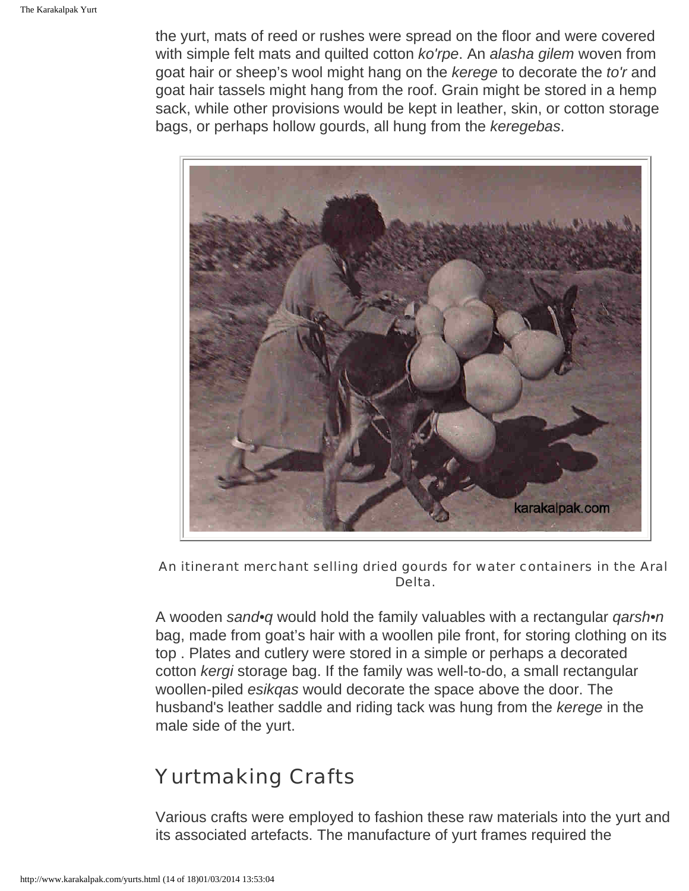the yurt, mats of reed or rushes were spread on the floor and were covered with simple felt mats and quilted cotton *ko'rpe*. An *alasha gilem* woven from goat hair or sheep's wool might hang on the *kerege* to decorate the *to'r* and goat hair tassels might hang from the roof. Grain might be stored in a hemp sack, while other provisions would be kept in leather, skin, or cotton storage bags, or perhaps hollow gourds, all hung from the *keregebas*.

An itinerant merchant selling dried gourds for water containers in the Aral Delta.

A wooden *sand•q* would hold the family valuables with a rectangular *qarsh•n* bag, made from goat's hair with a woollen pile front, for storing clothing on its top . Plates and cutlery were stored in a simple or perhaps a decorated cotton *kergi* storage bag. If the family was well-to-do, a small rectangular woollen-piled *esikqas* would decorate the space above the door. The husband's leather saddle and riding tack was hung from the *kerege* in the male side of the yurt.

## Yurtmaking Crafts

Various crafts were employed to fashion these raw materials into the yurt and its associated artefacts. The manufacture of yurt frames required the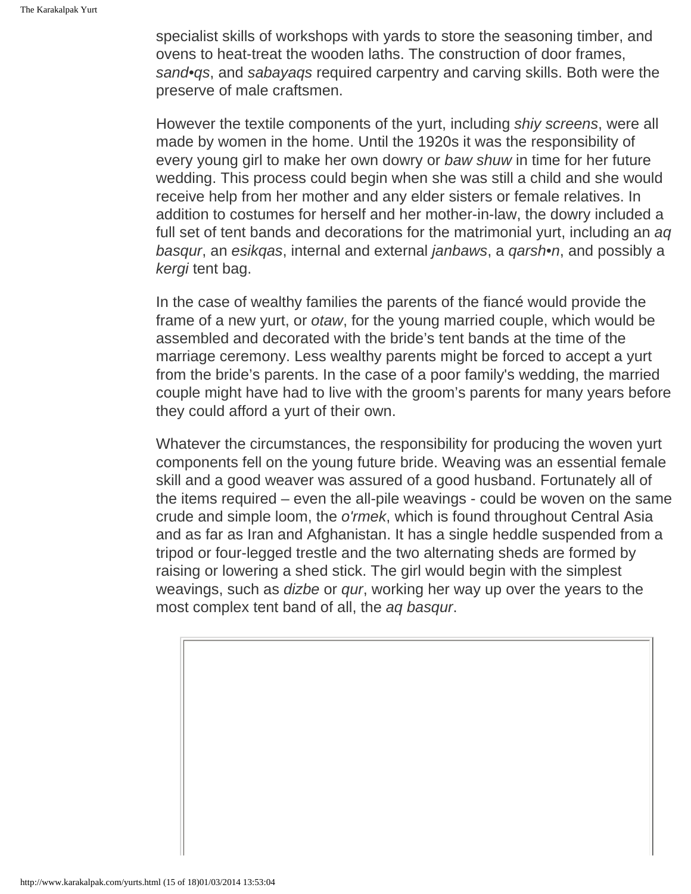specialist skills of workshops with yards to store the seasoning timber, and ovens to heat-treat the wooden laths. The construction of door frames, *sand•qs*, and *sabayaqs* required carpentry and carving skills. Both were the preserve of male craftsmen.

However the textile components of the yurt, including *shiy screens*, were all made by women in the home. Until the 1920s it was the responsibility of every young girl to make her own dowry or *baw shuw* in time for her future wedding. This process could begin when she was still a child and she would receive help from her mother and any elder sisters or female relatives. In addition to costumes for herself and her mother-in-law, the dowry included a full set of tent bands and decorations for the matrimonial yurt, including an *aq basqur*, an *esikqas*, internal and external *janbaws*, a *qarsh•n*, and possibly a *kergi* tent bag.

In the case of wealthy families the parents of the fiancé would provide the frame of a new yurt, or *otaw*, for the young married couple, which would be assembled and decorated with the bride's tent bands at the time of the marriage ceremony. Less wealthy parents might be forced to accept a yurt from the bride's parents. In the case of a poor family's wedding, the married couple might have had to live with the groom's parents for many years before they could afford a yurt of their own.

Whatever the circumstances, the responsibility for producing the woven yurt components fell on the young future bride. Weaving was an essential female skill and a good weaver was assured of a good husband. Fortunately all of the items required – even the all-pile weavings - could be woven on the same crude and simple loom, the *o'rmek*, which is found throughout Central Asia and as far as Iran and Afghanistan. It has a single heddle suspended from a tripod or four-legged trestle and the two alternating sheds are formed by raising or lowering a shed stick. The girl would begin with the simplest weavings, such as *dizbe* or *qur*, working her way up over the years to the most complex tent band of all, the *aq basqur*.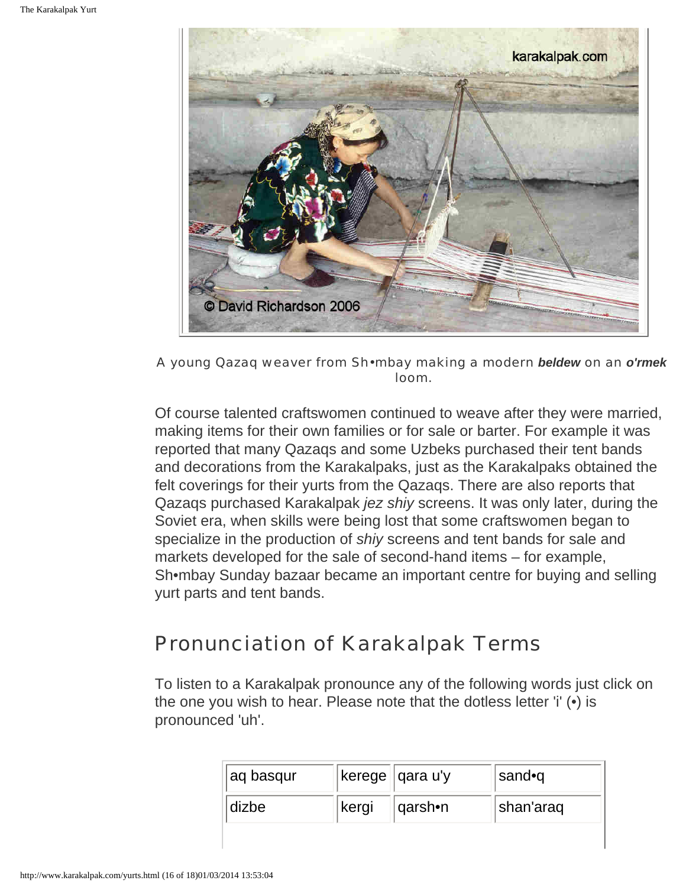A young Qazaq weaver from Sh•mbay making a modern ***beldew*** on an ***o'rmek*** loom.

Of course talented craftswomen continued to weave after they were married, making items for their own families or for sale or barter. For example it was reported that many Qazaqs and some Uzbeks purchased their tent bands and decorations from the Karakalpaks, just as the Karakalpaks obtained the felt coverings for their yurts from the Qazaqs. There are also reports that Qazaqs purchased Karakalpak *jez shiy* screens. It was only later, during the Soviet era, when skills were being lost that some craftswomen began to specialize in the production of *shiy* screens and tent bands for sale and markets developed for the sale of second-hand items – for example, Sh•mbay Sunday bazaar became an important centre for buying and selling yurt parts and tent bands.

## Pronunciation of Karakalpak Terms

To listen to a Karakalpak pronounce any of the following words just click on the one you wish to hear. Please note that the dotless letter 'i' (•) is pronounced 'uh'.

| | | | |
|---|---|---|---|
| aq basqur | kerege | qara u'y | sand•q |
| dizbe | kergi | qarsh•n | shan'araq |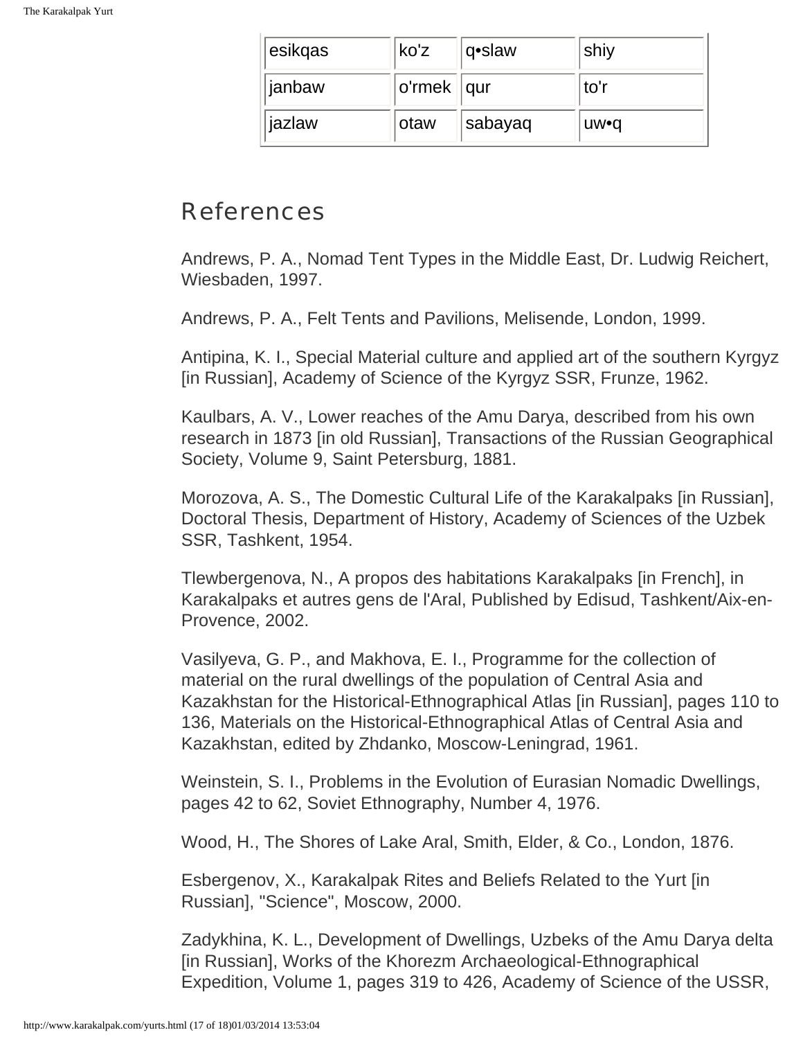| esikqas | ko'z | q•slaw | shiy |
|---|---|---|---|
| janbaw | o'rmek | qur | to'r |
| jazlaw | otaw | sabayaq | uw•q |

## References

Andrews, P. A., Nomad Tent Types in the Middle East, Dr. Ludwig Reichert, Wiesbaden, 1997.

Andrews, P. A., Felt Tents and Pavilions, Melisende, London, 1999.

Antipina, K. I., Special Material culture and applied art of the southern Kyrgyz [in Russian], Academy of Science of the Kyrgyz SSR, Frunze, 1962.

Kaulbars, A. V., Lower reaches of the Amu Darya, described from his own research in 1873 [in old Russian], Transactions of the Russian Geographical Society, Volume 9, Saint Petersburg, 1881.

Morozova, A. S., The Domestic Cultural Life of the Karakalpaks [in Russian], Doctoral Thesis, Department of History, Academy of Sciences of the Uzbek SSR, Tashkent, 1954.

Tlewbergenova, N., A propos des habitations Karakalpaks [in French], in Karakalpaks et autres gens de l'Aral, Published by Edisud, Tashkent/Aix-en-Provence, 2002.

Vasilyeva, G. P., and Makhova, E. I., Programme for the collection of material on the rural dwellings of the population of Central Asia and Kazakhstan for the Historical-Ethnographical Atlas [in Russian], pages 110 to 136, Materials on the Historical-Ethnographical Atlas of Central Asia and Kazakhstan, edited by Zhdanko, Moscow-Leningrad, 1961.

Weinstein, S. I., Problems in the Evolution of Eurasian Nomadic Dwellings, pages 42 to 62, Soviet Ethnography, Number 4, 1976.

Wood, H., The Shores of Lake Aral, Smith, Elder, & Co., London, 1876.

Esbergenov, X., Karakalpak Rites and Beliefs Related to the Yurt [in Russian], "Science", Moscow, 2000.

Zadykhina, K. L., Development of Dwellings, Uzbeks of the Amu Darya delta [in Russian], Works of the Khorezm Archaeological-Ethnographical Expedition, Volume 1, pages 319 to 426, Academy of Science of the USSR,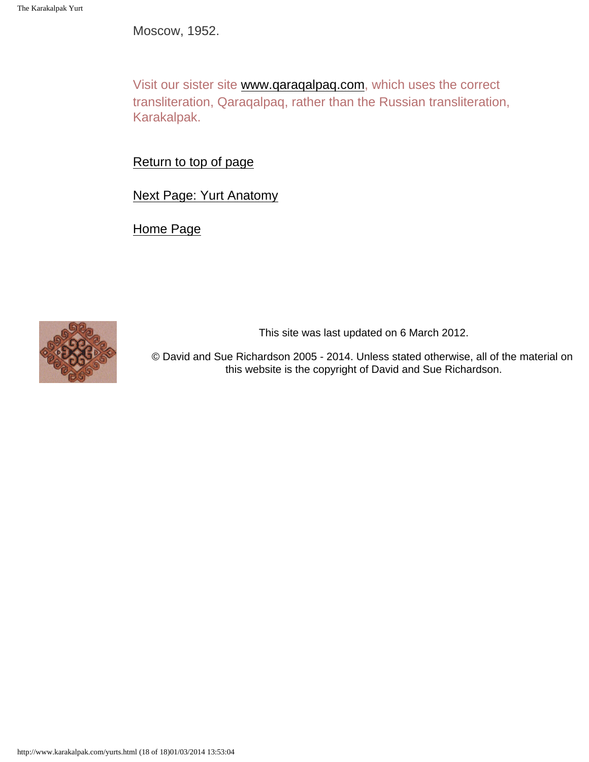Moscow, 1952.

Visit our sister site www.qaraqalpaq.com, which uses the correct transliteration, Qaraqalpaq, rather than the Russian transliteration, Karakalpak.

Return to top of page

Next Page: Yurt Anatomy

Home Page

This site was last updated on 6 March 2012.

© David and Sue Richardson 2005 - 2014. Unless stated otherwise, all of the material on this website is the copyright of David and Sue Richardson.